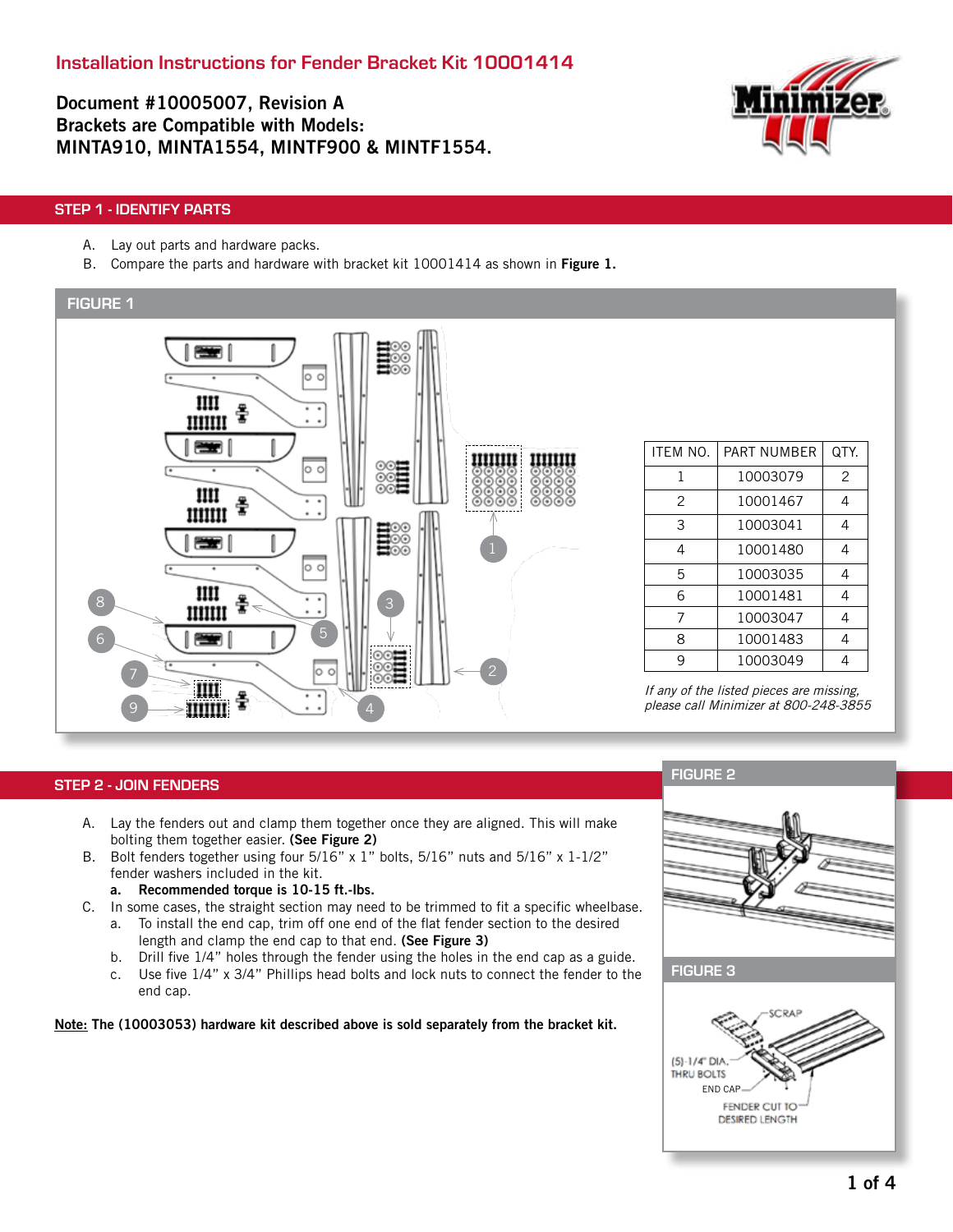# Installation Instructions for Fender Bracket Kit 10001414

**Document #10005007, Revision A**
**Brackets are Compatible with Models:**
**MINTA910, MINTA1554, MINTF900 & MINTF1554.**

## STEP 1 - IDENTIFY PARTS

A. Lay out parts and hardware packs.
B. Compare the parts and hardware with bracket kit 10001414 as shown in **Figure 1.**

### FIGURE 1

| ITEM NO. | PART NUMBER | QTY. |
|---|---|---|
| 1 | 10003079 | 2 |
| 2 | 10001467 | 4 |
| 3 | 10003041 | 4 |
| 4 | 10001480 | 4 |
| 5 | 10003035 | 4 |
| 6 | 10001481 | 4 |
| 7 | 10003047 | 4 |
| 8 | 10001483 | 4 |
| 9 | 10003049 | 4 |

*If any of the listed pieces are missing, please call Minimizer at 800-248-3855*

## STEP 2 - JOIN FENDERS

A. Lay the fenders out and clamp them together once they are aligned. This will make bolting them together easier. **(See Figure 2)**
B. Bolt fenders together using four 5/16" x 1" bolts, 5/16" nuts and 5/16" x 1-1/2" fender washers included in the kit.
   **a. Recommended torque is 10-15 ft.-lbs.**
C. In some cases, the straight section may need to be trimmed to fit a specific wheelbase.
   a. To install the end cap, trim off one end of the flat fender section to the desired length and clamp the end cap to that end. **(See Figure 3)**
   b. Drill five 1/4" holes through the fender using the holes in the end cap as a guide.
   c. Use five 1/4" x 3/4" Phillips head bolts and lock nuts to connect the fender to the end cap.

**Note:** **The (10003053) hardware kit described above is sold separately from the bracket kit.**

### FIGURE 2

### FIGURE 3

SCRAP
(5)-1/4" DIA. THRU BOLTS
END CAP
FENDER CUT TO DESIRED LENGTH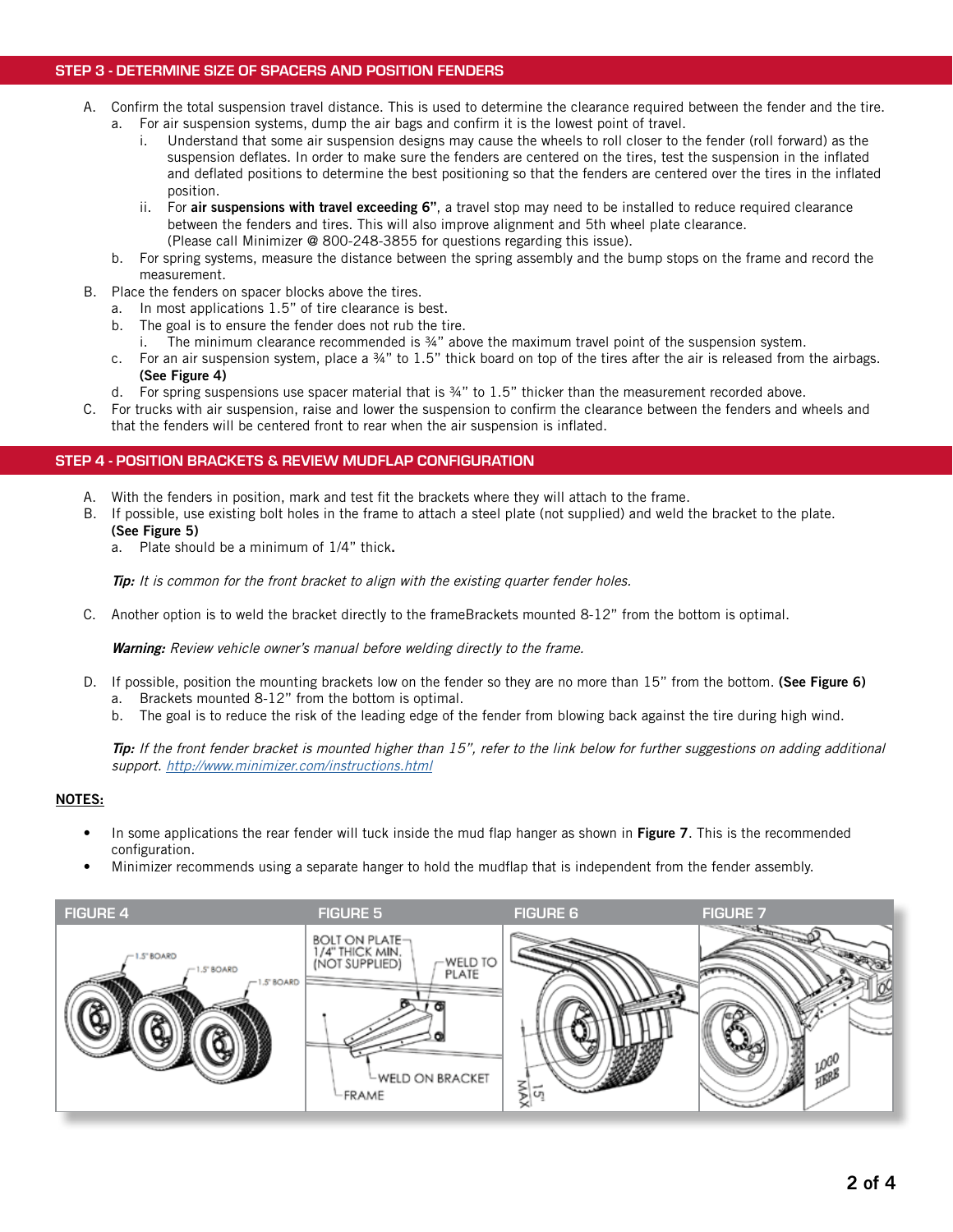## STEP 3 - DETERMINE SIZE OF SPACERS AND POSITION FENDERS

A. Confirm the total suspension travel distance. This is used to determine the clearance required between the fender and the tire.
   a. For air suspension systems, dump the air bags and confirm it is the lowest point of travel.
      i. Understand that some air suspension designs may cause the wheels to roll closer to the fender (roll forward) as the suspension deflates. In order to make sure the fenders are centered on the tires, test the suspension in the inflated and deflated positions to determine the best positioning so that the fenders are centered over the tires in the inflated position.
      ii. For **air suspensions with travel exceeding 6"**, a travel stop may need to be installed to reduce required clearance between the fenders and tires. This will also improve alignment and 5th wheel plate clearance. (Please call Minimizer @ 800-248-3855 for questions regarding this issue).
   b. For spring systems, measure the distance between the spring assembly and the bump stops on the frame and record the measurement.

B. Place the fenders on spacer blocks above the tires.
   a. In most applications 1.5" of tire clearance is best.
   b. The goal is to ensure the fender does not rub the tire.
      i. The minimum clearance recommended is ¾" above the maximum travel point of the suspension system.
   c. For an air suspension system, place a ¾" to 1.5" thick board on top of the tires after the air is released from the airbags. **(See Figure 4)**
   d. For spring suspensions use spacer material that is ¾" to 1.5" thicker than the measurement recorded above.

C. For trucks with air suspension, raise and lower the suspension to confirm the clearance between the fenders and wheels and that the fenders will be centered front to rear when the air suspension is inflated.

## STEP 4 - POSITION BRACKETS & REVIEW MUDFLAP CONFIGURATION

A. With the fenders in position, mark and test fit the brackets where they will attach to the frame.

B. If possible, use existing bolt holes in the frame to attach a steel plate (not supplied) and weld the bracket to the plate. **(See Figure 5)**
   a. Plate should be a minimum of 1/4" thick**.**

***Tip:*** *It is common for the front bracket to align with the existing quarter fender holes.*

C. Another option is to weld the bracket directly to the frameBrackets mounted 8-12" from the bottom is optimal.

***Warning:*** *Review vehicle owner's manual before welding directly to the frame.*

D. If possible, position the mounting brackets low on the fender so they are no more than 15" from the bottom. **(See Figure 6)**
   a. Brackets mounted 8-12" from the bottom is optimal.
   b. The goal is to reduce the risk of the leading edge of the fender from blowing back against the tire during high wind.

***Tip:*** *If the front fender bracket is mounted higher than 15", refer to the link below for further suggestions on adding additional support. [http://www.minimizer.com/instructions.html](http://www.minimizer.com/instructions.html)*

**NOTES:**

- In some applications the rear fender will tuck inside the mud flap hanger as shown in **Figure 7**. This is the recommended configuration.
- Minimizer recommends using a separate hanger to hold the mudflap that is independent from the fender assembly.

FIGURE 4 — 1.5" BOARD; 1.5" BOARD; 1.5" BOARD

FIGURE 5 — BOLT ON PLATE 1/4" THICK MIN. (NOT SUPPLIED); WELD TO PLATE; WELD ON BRACKET; FRAME

FIGURE 6 — 15" MAX

FIGURE 7 — LOGO HERE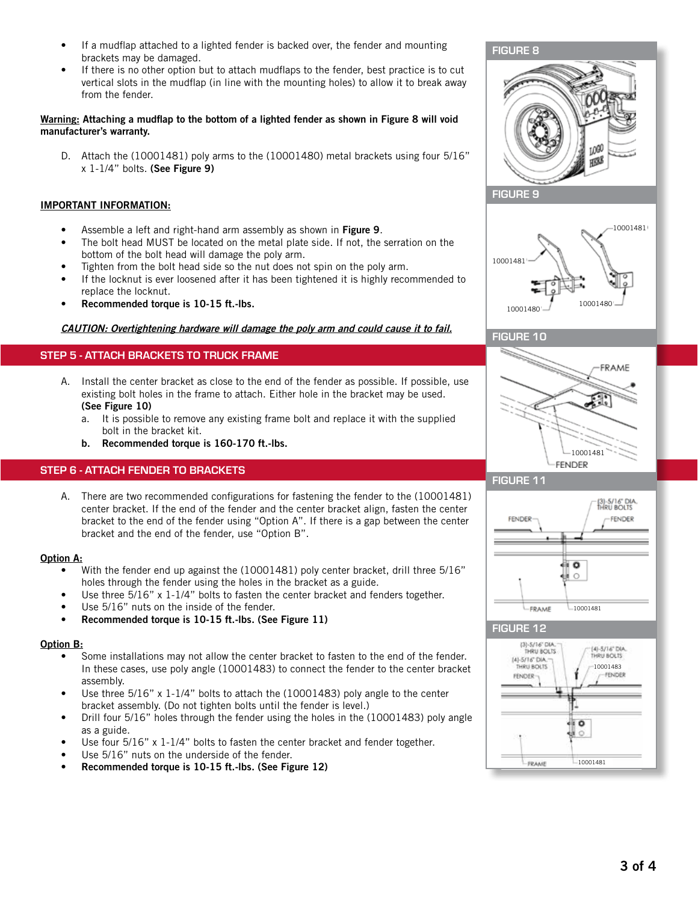- If a mudflap attached to a lighted fender is backed over, the fender and mounting brackets may be damaged.
- If there is no other option but to attach mudflaps to the fender, best practice is to cut vertical slots in the mudflap (in line with the mounting holes) to allow it to break away from the fender.

**Warning:** **Attaching a mudflap to the bottom of a lighted fender as shown in Figure 8 will void manufacturer's warranty.**

D. Attach the (10001481) poly arms to the (10001480) metal brackets using four 5/16" x 1-1/4" bolts. **(See Figure 9)**

**IMPORTANT INFORMATION:**

- Assemble a left and right-hand arm assembly as shown in **Figure 9**.
- The bolt head MUST be located on the metal plate side. If not, the serration on the bottom of the bolt head will damage the poly arm.
- Tighten from the bolt head side so the nut does not spin on the poly arm.
- If the locknut is ever loosened after it has been tightened it is highly recommended to replace the locknut.
- **Recommended torque is 10-15 ft.-lbs.**

***CAUTION: Overtightening hardware will damage the poly arm and could cause it to fail.***

## STEP 5 - ATTACH BRACKETS TO TRUCK FRAME

A. Install the center bracket as close to the end of the fender as possible. If possible, use existing bolt holes in the frame to attach. Either hole in the bracket may be used. **(See Figure 10)**
   a. It is possible to remove any existing frame bolt and replace it with the supplied bolt in the bracket kit.
   **b. Recommended torque is 160-170 ft.-lbs.**

## STEP 6 - ATTACH FENDER TO BRACKETS

A. There are two recommended configurations for fastening the fender to the (10001481) center bracket. If the end of the fender and the center bracket align, fasten the center bracket to the end of the fender using "Option A". If there is a gap between the center bracket and the end of the fender, use "Option B".

**Option A:**

- With the fender end up against the (10001481) poly center bracket, drill three 5/16" holes through the fender using the holes in the bracket as a guide.
- Use three 5/16" x 1-1/4" bolts to fasten the center bracket and fenders together.
- Use 5/16" nuts on the inside of the fender.
- **Recommended torque is 10-15 ft.-lbs. (See Figure 11)**

**Option B:**

- Some installations may not allow the center bracket to fasten to the end of the fender. In these cases, use poly angle (10001483) to connect the fender to the center bracket assembly.
- Use three 5/16" x 1-1/4" bolts to attach the (10001483) poly angle to the center bracket assembly. (Do not tighten bolts until the fender is level.)
- Drill four 5/16" holes through the fender using the holes in the (10001483) poly angle as a guide.
- Use four 5/16" x 1-1/4" bolts to fasten the center bracket and fender together.
- Use 5/16" nuts on the underside of the fender.
- **Recommended torque is 10-15 ft.-lbs. (See Figure 12)**

FIGURE 8

FIGURE 9

FIGURE 10

FIGURE 11

FIGURE 12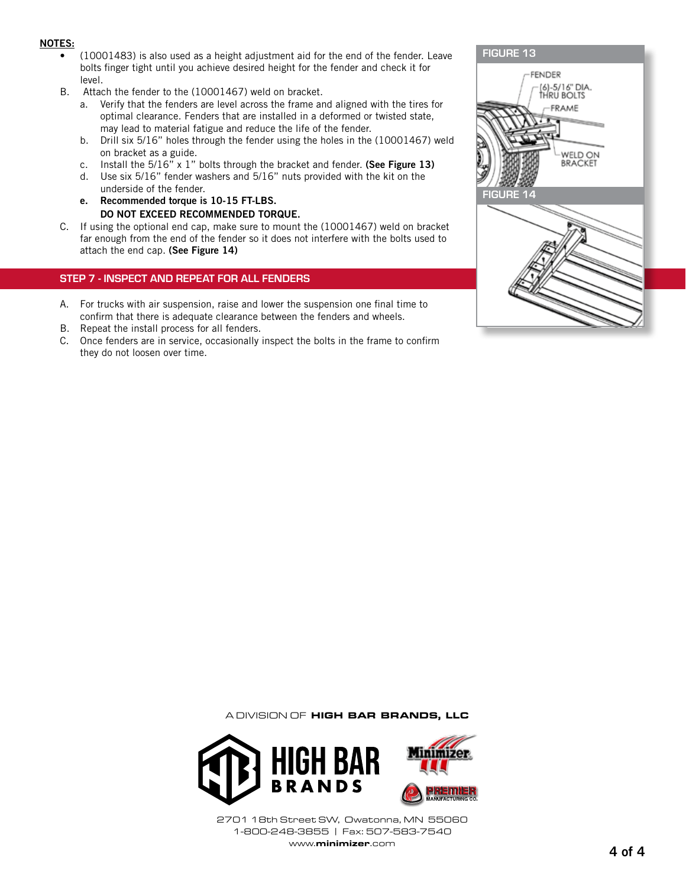**NOTES:**

- (10001483) is also used as a height adjustment aid for the end of the fender. Leave bolts finger tight until you achieve desired height for the fender and check it for level.

B. Attach the fender to the (10001467) weld on bracket.

a. Verify that the fenders are level across the frame and aligned with the tires for optimal clearance. Fenders that are installed in a deformed or twisted state, may lead to material fatigue and reduce the life of the fender.

b. Drill six 5/16" holes through the fender using the holes in the (10001467) weld on bracket as a guide.

c. Install the 5/16" x 1" bolts through the bracket and fender. **(See Figure 13)**

d. Use six 5/16" fender washers and 5/16" nuts provided with the kit on the underside of the fender.

**e. Recommended torque is 10-15 FT-LBS.**
**DO NOT EXCEED RECOMMENDED TORQUE.**

C. If using the optional end cap, make sure to mount the (10001467) weld on bracket far enough from the end of the fender so it does not interfere with the bolts used to attach the end cap. **(See Figure 14)**

FIGURE 13

FENDER
(6)-5/16" DIA. THRU BOLTS
FRAME
WELD ON BRACKET

FIGURE 14

## STEP 7 - INSPECT AND REPEAT FOR ALL FENDERS

A. For trucks with air suspension, raise and lower the suspension one final time to confirm that there is adequate clearance between the fenders and wheels.

B. Repeat the install process for all fenders.

C. Once fenders are in service, occasionally inspect the bolts in the frame to confirm they do not loosen over time.

A DIVISION OF **HIGH BAR BRANDS, LLC**

HIGH BAR BRANDS

Minimizer

PREMIER MANUFACTURING CO.

2701 18th Street SW, Owatonna, MN 55060
1-800-248-3855 | Fax: 507-583-7540
www.**minimizer**.com